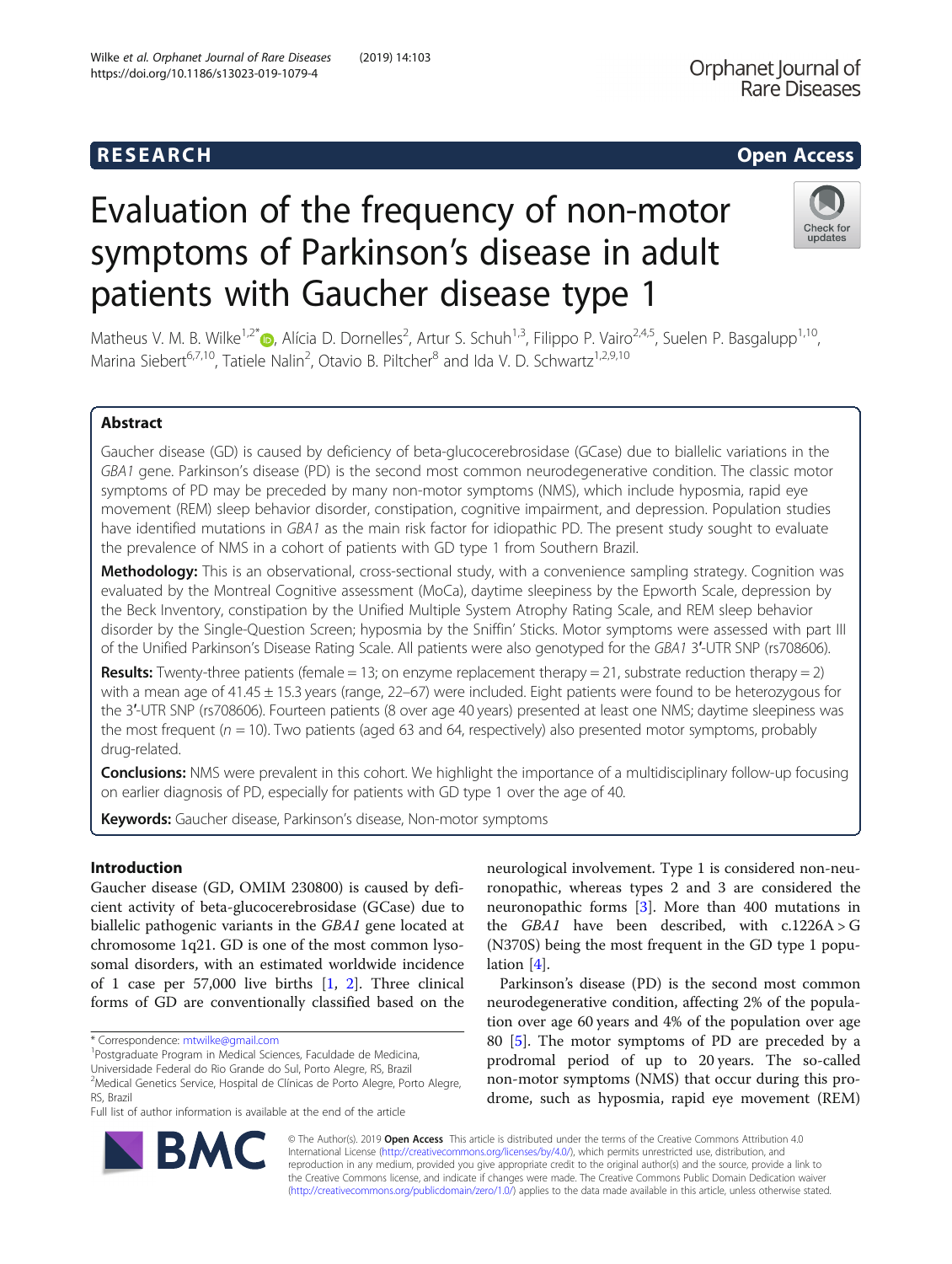# Evaluation of the frequency of non-motor symptoms of Parkinson's disease in adult patients with Gaucher disease type 1

Matheus V. M. B. Wilke[1,2*], Alícia D. Dornelles[2], Artur S. Schuh[1,3], Filippo P. Vairo[2,4,5], Suelen P. Basgalupp[1,10], Marina Siebert[6,7,10], Tatiele Nalin[2], Otavio B. Piltcher[8] and Ida V. D. Schwartz[1,2,9,10]

## Abstract

Gaucher disease (GD) is caused by deficiency of beta-glucocerebrosidase (GCase) due to biallelic variations in the *GBA1* gene. Parkinson's disease (PD) is the second most common neurodegenerative condition. The classic motor symptoms of PD may be preceded by many non-motor symptoms (NMS), which include hyposmia, rapid eye movement (REM) sleep behavior disorder, constipation, cognitive impairment, and depression. Population studies have identified mutations in *GBA1* as the main risk factor for idiopathic PD. The present study sought to evaluate the prevalence of NMS in a cohort of patients with GD type 1 from Southern Brazil.

**Methodology:** This is an observational, cross-sectional study, with a convenience sampling strategy. Cognition was evaluated by the Montreal Cognitive assessment (MoCa), daytime sleepiness by the Epworth Scale, depression by the Beck Inventory, constipation by the Unified Multiple System Atrophy Rating Scale, and REM sleep behavior disorder by the Single-Question Screen; hyposmia by the Sniffin' Sticks. Motor symptoms were assessed with part III of the Unified Parkinson's Disease Rating Scale. All patients were also genotyped for the *GBA1* 3′-UTR SNP (rs708606).

**Results:** Twenty-three patients (female = 13; on enzyme replacement therapy = 21, substrate reduction therapy = 2) with a mean age of 41.45 ± 15.3 years (range, 22–67) were included. Eight patients were found to be heterozygous for the 3′-UTR SNP (rs708606). Fourteen patients (8 over age 40 years) presented at least one NMS; daytime sleepiness was the most frequent (*n* = 10). Two patients (aged 63 and 64, respectively) also presented motor symptoms, probably drug-related.

**Conclusions:** NMS were prevalent in this cohort. We highlight the importance of a multidisciplinary follow-up focusing on earlier diagnosis of PD, especially for patients with GD type 1 over the age of 40.

**Keywords:** Gaucher disease, Parkinson's disease, Non-motor symptoms

## Introduction

Gaucher disease (GD, OMIM 230800) is caused by deficient activity of beta-glucocerebrosidase (GCase) due to biallelic pathogenic variants in the *GBA1* gene located at chromosome 1q21. GD is one of the most common lysosomal disorders, with an estimated worldwide incidence of 1 case per 57,000 live births [1, 2]. Three clinical forms of GD are conventionally classified based on the neurological involvement. Type 1 is considered non-neuronopathic, whereas types 2 and 3 are considered the neuronopathic forms [3]. More than 400 mutations in the *GBA1* have been described, with c.1226A > G (N370S) being the most frequent in the GD type 1 population [4].

Parkinson's disease (PD) is the second most common neurodegenerative condition, affecting 2% of the population over age 60 years and 4% of the population over age 80 [5]. The motor symptoms of PD are preceded by a prodromal period of up to 20 years. The so-called non-motor symptoms (NMS) that occur during this prodrome, such as hyposmia, rapid eye movement (REM)

\* Correspondence: mtwilke@gmail.com
[1]Postgraduate Program in Medical Sciences, Faculdade de Medicina, Universidade Federal do Rio Grande do Sul, Porto Alegre, RS, Brazil
[2]Medical Genetics Service, Hospital de Clínicas de Porto Alegre, Porto Alegre, RS, Brazil
Full list of author information is available at the end of the article

© The Author(s). 2019 **Open Access** This article is distributed under the terms of the Creative Commons Attribution 4.0 International License (http://creativecommons.org/licenses/by/4.0/), which permits unrestricted use, distribution, and reproduction in any medium, provided you give appropriate credit to the original author(s) and the source, provide a link to the Creative Commons license, and indicate if changes were made. The Creative Commons Public Domain Dedication waiver (http://creativecommons.org/publicdomain/zero/1.0/) applies to the data made available in this article, unless otherwise stated.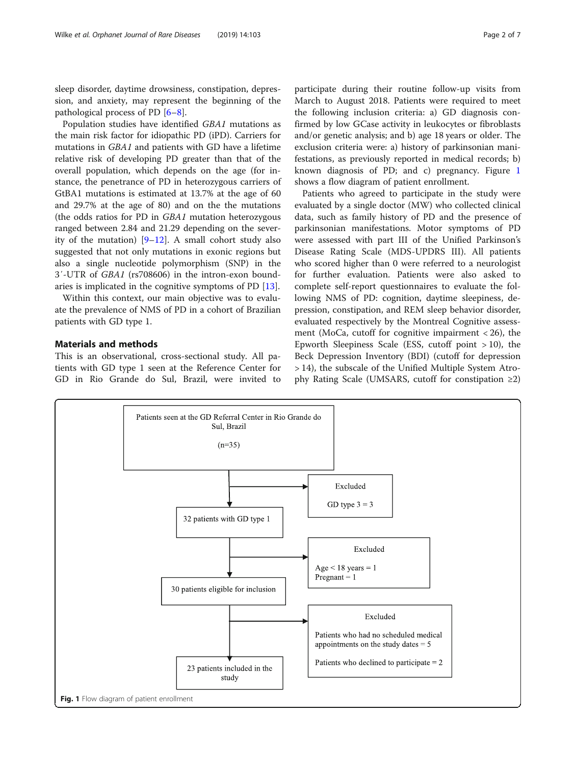sleep disorder, daytime drowsiness, constipation, depression, and anxiety, may represent the beginning of the pathological process of PD [6–8].

Population studies have identified *GBA1* mutations as the main risk factor for idiopathic PD (iPD). Carriers for mutations in *GBA1* and patients with GD have a lifetime relative risk of developing PD greater than that of the overall population, which depends on the age (for instance, the penetrance of PD in heterozygous carriers of GtBA1 mutations is estimated at 13.7% at the age of 60 and 29.7% at the age of 80) and on the the mutations (the odds ratios for PD in *GBA1* mutation heterozygous ranged between 2.84 and 21.29 depending on the severity of the mutation) [9–12]. A small cohort study also suggested that not only mutations in exonic regions but also a single nucleotide polymorphism (SNP) in the 3′-UTR of *GBA1* (rs708606) in the intron-exon boundaries is implicated in the cognitive symptoms of PD [13].

Within this context, our main objective was to evaluate the prevalence of NMS of PD in a cohort of Brazilian patients with GD type 1.

## Materials and methods

This is an observational, cross-sectional study. All patients with GD type 1 seen at the Reference Center for GD in Rio Grande do Sul, Brazil, were invited to participate during their routine follow-up visits from March to August 2018. Patients were required to meet the following inclusion criteria: a) GD diagnosis confirmed by low GCase activity in leukocytes or fibroblasts and/or genetic analysis; and b) age 18 years or older. The exclusion criteria were: a) history of parkinsonian manifestations, as previously reported in medical records; b) known diagnosis of PD; and c) pregnancy. Figure 1 shows a flow diagram of patient enrollment.

Patients who agreed to participate in the study were evaluated by a single doctor (MW) who collected clinical data, such as family history of PD and the presence of parkinsonian manifestations. Motor symptoms of PD were assessed with part III of the Unified Parkinson's Disease Rating Scale (MDS-UPDRS III). All patients who scored higher than 0 were referred to a neurologist for further evaluation. Patients were also asked to complete self-report questionnaires to evaluate the following NMS of PD: cognition, daytime sleepiness, depression, constipation, and REM sleep behavior disorder, evaluated respectively by the Montreal Cognitive assessment (MoCa, cutoff for cognitive impairment < 26), the Epworth Sleepiness Scale (ESS, cutoff point > 10), the Beck Depression Inventory (BDI) (cutoff for depression > 14), the subscale of the Unified Multiple System Atrophy Rating Scale (UMSARS, cutoff for constipation ≥2)

Patients seen at the GD Referral Center in Rio Grande do Sul, Brazil (n=35)
→ Excluded: GD type 3 = 3
→ 32 patients with GD type 1
→ Excluded: Age < 18 years = 1; Pregnant = 1
→ 30 patients eligible for inclusion
→ Excluded: Patients who had no scheduled medical appointments on the study dates = 5; Patients who declined to participate = 2
→ 23 patients included in the study

**Fig. 1** Flow diagram of patient enrollment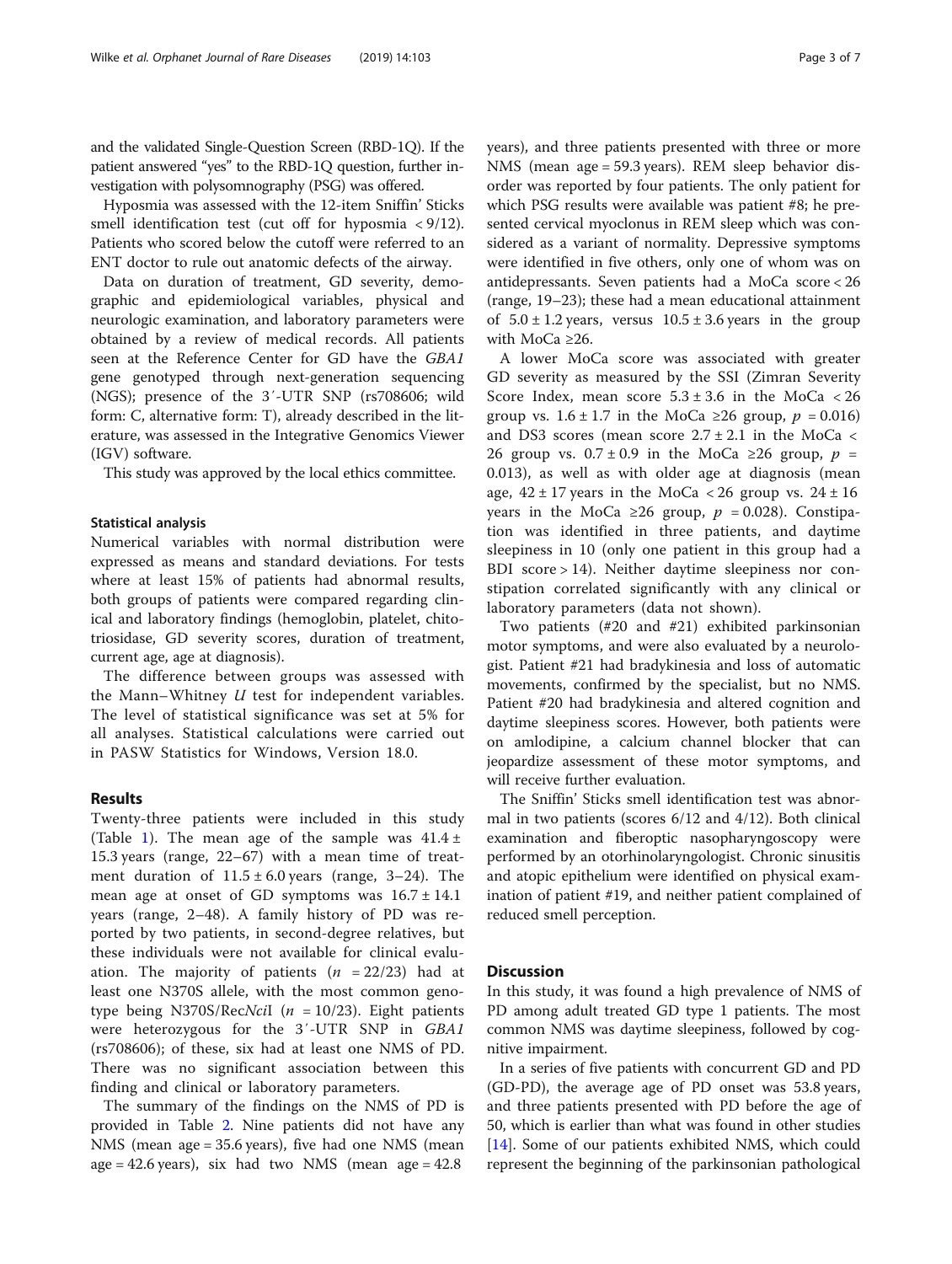and the validated Single-Question Screen (RBD-1Q). If the patient answered "yes" to the RBD-1Q question, further investigation with polysomnography (PSG) was offered.

Hyposmia was assessed with the 12-item Sniffin' Sticks smell identification test (cut off for hyposmia < 9/12). Patients who scored below the cutoff were referred to an ENT doctor to rule out anatomic defects of the airway.

Data on duration of treatment, GD severity, demographic and epidemiological variables, physical and neurologic examination, and laboratory parameters were obtained by a review of medical records. All patients seen at the Reference Center for GD have the *GBA1* gene genotyped through next-generation sequencing (NGS); presence of the 3′-UTR SNP (rs708606; wild form: C, alternative form: T), already described in the literature, was assessed in the Integrative Genomics Viewer (IGV) software.

This study was approved by the local ethics committee.

### Statistical analysis

Numerical variables with normal distribution were expressed as means and standard deviations. For tests where at least 15% of patients had abnormal results, both groups of patients were compared regarding clinical and laboratory findings (hemoglobin, platelet, chitotriosidase, GD severity scores, duration of treatment, current age, age at diagnosis).

The difference between groups was assessed with the Mann–Whitney *U* test for independent variables. The level of statistical significance was set at 5% for all analyses. Statistical calculations were carried out in PASW Statistics for Windows, Version 18.0.

## Results

Twenty-three patients were included in this study (Table 1). The mean age of the sample was $41.4 \pm 15.3$ years (range, 22–67) with a mean time of treatment duration of $11.5 \pm 6.0$ years (range, 3–24). The mean age at onset of GD symptoms was $16.7 \pm 14.1$ years (range, 2–48). A family history of PD was reported by two patients, in second-degree relatives, but these individuals were not available for clinical evaluation. The majority of patients ($n = 22/23$) had at least one N370S allele, with the most common genotype being N370S/Rec*Nci*I ($n = 10/23$). Eight patients were heterozygous for the 3′-UTR SNP in *GBA1* (rs708606); of these, six had at least one NMS of PD. There was no significant association between this finding and clinical or laboratory parameters.

The summary of the findings on the NMS of PD is provided in Table 2. Nine patients did not have any NMS (mean age = 35.6 years), five had one NMS (mean age = 42.6 years), six had two NMS (mean age = 42.8 years), and three patients presented with three or more NMS (mean age = 59.3 years). REM sleep behavior disorder was reported by four patients. The only patient for which PSG results were available was patient #8; he presented cervical myoclonus in REM sleep which was considered as a variant of normality. Depressive symptoms were identified in five others, only one of whom was on antidepressants. Seven patients had a MoCa score < 26 (range, 19–23); these had a mean educational attainment of $5.0 \pm 1.2$ years, versus $10.5 \pm 3.6$ years in the group with MoCa ≥26.

A lower MoCa score was associated with greater GD severity as measured by the SSI (Zimran Severity Score Index, mean score $5.3 \pm 3.6$ in the MoCa < 26 group vs. $1.6 \pm 1.7$ in the MoCa ≥26 group, $p = 0.016$) and DS3 scores (mean score $2.7 \pm 2.1$ in the MoCa < 26 group vs. $0.7 \pm 0.9$ in the MoCa ≥26 group, $p = 0.013$), as well as with older age at diagnosis (mean age, $42 \pm 17$ years in the MoCa < 26 group vs. $24 \pm 16$ years in the MoCa ≥26 group, $p = 0.028$). Constipation was identified in three patients, and daytime sleepiness in 10 (only one patient in this group had a BDI score > 14). Neither daytime sleepiness nor constipation correlated significantly with any clinical or laboratory parameters (data not shown).

Two patients (#20 and #21) exhibited parkinsonian motor symptoms, and were also evaluated by a neurologist. Patient #21 had bradykinesia and loss of automatic movements, confirmed by the specialist, but no NMS. Patient #20 had bradykinesia and altered cognition and daytime sleepiness scores. However, both patients were on amlodipine, a calcium channel blocker that can jeopardize assessment of these motor symptoms, and will receive further evaluation.

The Sniffin' Sticks smell identification test was abnormal in two patients (scores 6/12 and 4/12). Both clinical examination and fiberoptic nasopharyngoscopy were performed by an otorhinolaryngologist. Chronic sinusitis and atopic epithelium were identified on physical examination of patient #19, and neither patient complained of reduced smell perception.

## Discussion

In this study, it was found a high prevalence of NMS of PD among adult treated GD type 1 patients. The most common NMS was daytime sleepiness, followed by cognitive impairment.

In a series of five patients with concurrent GD and PD (GD-PD), the average age of PD onset was 53.8 years, and three patients presented with PD before the age of 50, which is earlier than what was found in other studies [14]. Some of our patients exhibited NMS, which could represent the beginning of the parkinsonian pathological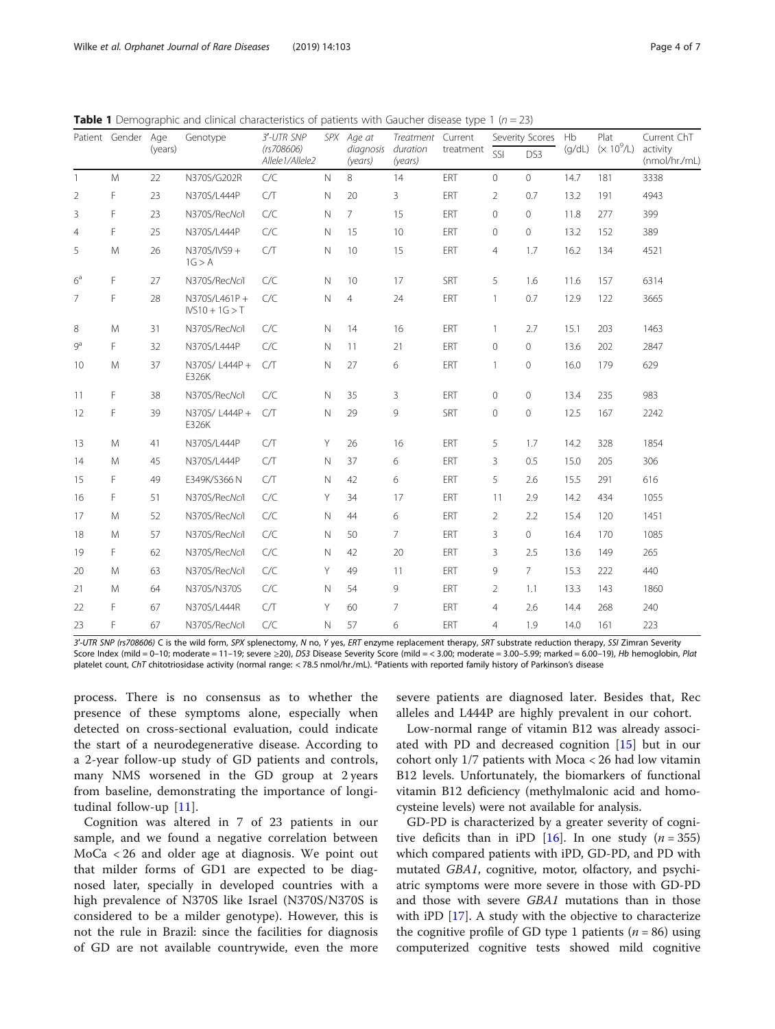**Table 1** Demographic and clinical characteristics of patients with Gaucher disease type 1 ($n = 23$)

| Patient | Gender | Age (years) | Genotype | 3'-UTR SNP (rs708606) Allele1/Allele2 | SPX | Age at diagnosis (years) | Treatment duration (years) | Current treatment | Severity Scores | | Hb (g/dL) | Plat ($\times 10^9$/L) | Current ChT activity (nmol/hr./mL) |
|---|---|---|---|---|---|---|---|---|---|---|---|---|---|
| | | | | | | | | | SSI | DS3 | | | |
| 1 | M | 22 | N370S/G202R | C/C | N | 8 | 14 | ERT | 0 | 0 | 14.7 | 181 | 3338 |
| 2 | F | 23 | N370S/L444P | C/T | N | 20 | 3 | ERT | 2 | 0.7 | 13.2 | 191 | 4943 |
| 3 | F | 23 | N370S/Rec*Nci*I | C/C | N | 7 | 15 | ERT | 0 | 0 | 11.8 | 277 | 399 |
| 4 | F | 25 | N370S/L444P | C/C | N | 15 | 10 | ERT | 0 | 0 | 13.2 | 152 | 389 |
| 5 | M | 26 | N370S/IVS9 + 1G > A | C/T | N | 10 | 15 | ERT | 4 | 1.7 | 16.2 | 134 | 4521 |
| 6[a] | F | 27 | N370S/Rec*Nci*I | C/C | N | 10 | 17 | SRT | 5 | 1.6 | 11.6 | 157 | 6314 |
| 7 | F | 28 | N370S/L461P + IVS10 + 1G > T | C/C | N | 4 | 24 | ERT | 1 | 0.7 | 12.9 | 122 | 3665 |
| 8 | M | 31 | N370S/Rec*Nci*I | C/C | N | 14 | 16 | ERT | 1 | 2.7 | 15.1 | 203 | 1463 |
| 9[a] | F | 32 | N370S/L444P | C/C | N | 11 | 21 | ERT | 0 | 0 | 13.6 | 202 | 2847 |
| 10 | M | 37 | N370S/ L444P + E326K | C/T | N | 27 | 6 | ERT | 1 | 0 | 16.0 | 179 | 629 |
| 11 | F | 38 | N370S/Rec*Nci*I | C/C | N | 35 | 3 | ERT | 0 | 0 | 13.4 | 235 | 983 |
| 12 | F | 39 | N370S/ L444P + E326K | C/T | N | 29 | 9 | SRT | 0 | 0 | 12.5 | 167 | 2242 |
| 13 | M | 41 | N370S/L444P | C/T | Y | 26 | 16 | ERT | 5 | 1.7 | 14.2 | 328 | 1854 |
| 14 | M | 45 | N370S/L444P | C/T | N | 37 | 6 | ERT | 3 | 0.5 | 15.0 | 205 | 306 |
| 15 | F | 49 | E349K/S366 N | C/T | N | 42 | 6 | ERT | 5 | 2.6 | 15.5 | 291 | 616 |
| 16 | F | 51 | N370S/Rec*Nci*I | C/C | Y | 34 | 17 | ERT | 11 | 2.9 | 14.2 | 434 | 1055 |
| 17 | M | 52 | N370S/Rec*Nci*I | C/C | N | 44 | 6 | ERT | 2 | 2.2 | 15.4 | 120 | 1451 |
| 18 | M | 57 | N370S/Rec*Nci*I | C/C | N | 50 | 7 | ERT | 3 | 0 | 16.4 | 170 | 1085 |
| 19 | F | 62 | N370S/Rec*Nci*I | C/C | N | 42 | 20 | ERT | 3 | 2.5 | 13.6 | 149 | 265 |
| 20 | M | 63 | N370S/Rec*Nci*I | C/C | Y | 49 | 11 | ERT | 9 | 7 | 15.3 | 222 | 440 |
| 21 | M | 64 | N370S/N370S | C/C | N | 54 | 9 | ERT | 2 | 1.1 | 13.3 | 143 | 1860 |
| 22 | F | 67 | N370S/L444R | C/T | Y | 60 | 7 | ERT | 4 | 2.6 | 14.4 | 268 | 240 |
| 23 | F | 67 | N370S/Rec*Nci*I | C/C | N | 57 | 6 | ERT | 4 | 1.9 | 14.0 | 161 | 223 |

*3'-UTR SNP (rs708606)* C is the wild form, *SPX* splenectomy, *N* no, *Y* yes, *ERT* enzyme replacement therapy, *SRT* substrate reduction therapy, *SSI* Zimran Severity Score Index (mild = 0–10; moderate = 11–19; severe ≥20), *DS3* Disease Severity Score (mild = < 3.00; moderate = 3.00–5.99; marked = 6.00–19), *Hb* hemoglobin, *Plat* platelet count, *ChT* chitotriosidase activity (normal range: < 78.5 nmol/hr./mL). [a]Patients with reported family history of Parkinson's disease

process. There is no consensus as to whether the presence of these symptoms alone, especially when detected on cross-sectional evaluation, could indicate the start of a neurodegenerative disease. According to a 2-year follow-up study of GD patients and controls, many NMS worsened in the GD group at 2 years from baseline, demonstrating the importance of longitudinal follow-up [11].

Cognition was altered in 7 of 23 patients in our sample, and we found a negative correlation between MoCa < 26 and older age at diagnosis. We point out that milder forms of GD1 are expected to be diagnosed later, specially in developed countries with a high prevalence of N370S like Israel (N370S/N370S is considered to be a milder genotype). However, this is not the rule in Brazil: since the facilities for diagnosis of GD are not available countrywide, even the more severe patients are diagnosed later. Besides that, Rec alleles and L444P are highly prevalent in our cohort.

Low-normal range of vitamin B12 was already associated with PD and decreased cognition [15] but in our cohort only 1/7 patients with Moca < 26 had low vitamin B12 levels. Unfortunately, the biomarkers of functional vitamin B12 deficiency (methylmalonic acid and homocysteine levels) were not available for analysis.

GD-PD is characterized by a greater severity of cognitive deficits than in iPD [16]. In one study ($n = 355$) which compared patients with iPD, GD-PD, and PD with mutated *GBA1*, cognitive, motor, olfactory, and psychiatric symptoms were more severe in those with GD-PD and those with severe *GBA1* mutations than in those with iPD [17]. A study with the objective to characterize the cognitive profile of GD type 1 patients ($n = 86$) using computerized cognitive tests showed mild cognitive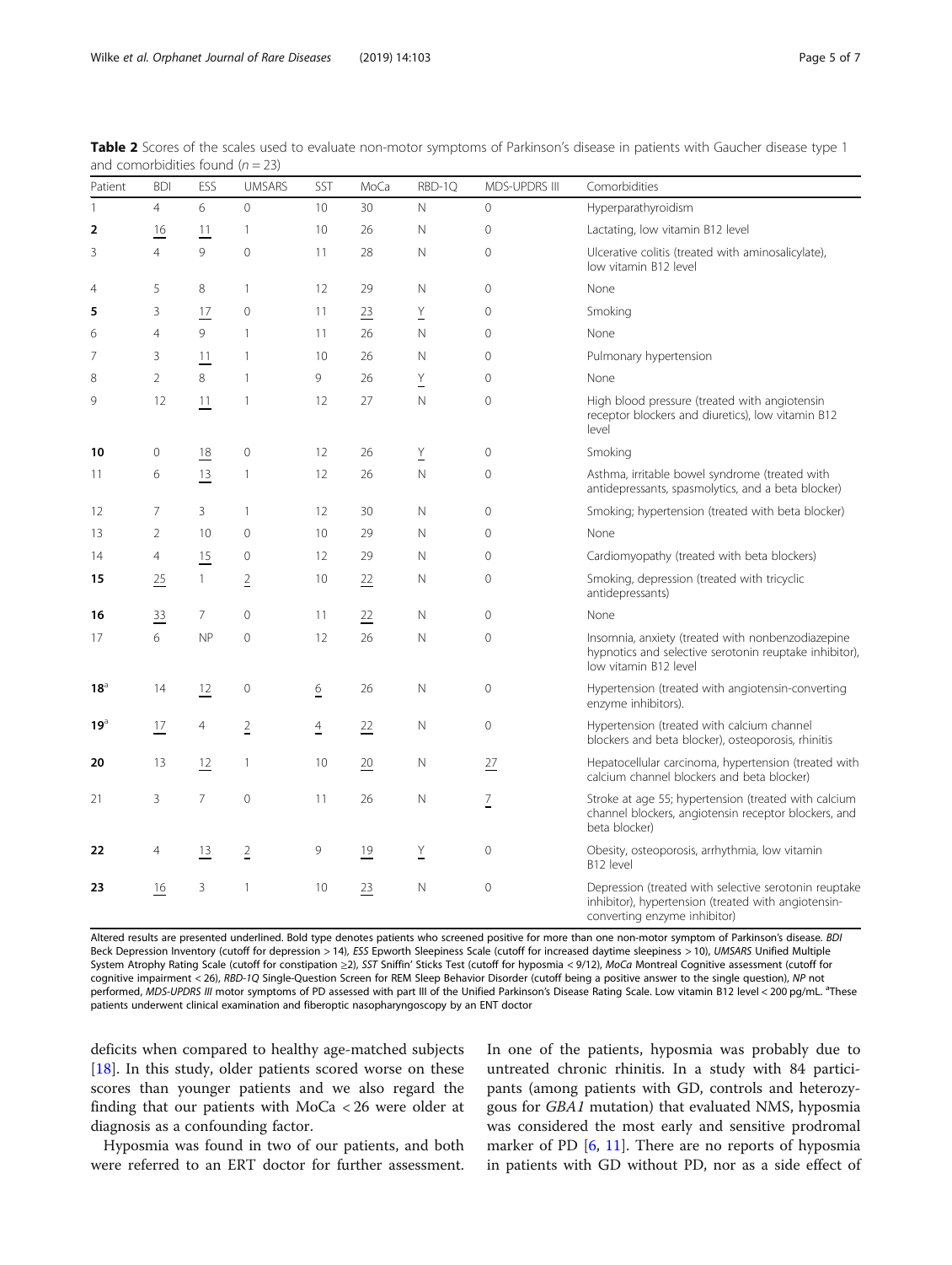**Table 2** Scores of the scales used to evaluate non-motor symptoms of Parkinson's disease in patients with Gaucher disease type 1 and comorbidities found ($n = 23$)

| Patient | BDI | ESS | UMSARS | SST | MoCa | RBD-1Q | MDS-UPDRS III | Comorbidities |
|---|---|---|---|---|---|---|---|---|
| 1 | 4 | 6 | 0 | 10 | 30 | N | 0 | Hyperparathyroidism |
| **2** | <u>16</u> | <u>11</u> | 1 | 10 | 26 | N | 0 | Lactating, low vitamin B12 level |
| 3 | 4 | 9 | 0 | 11 | 28 | N | 0 | Ulcerative colitis (treated with aminosalicylate), low vitamin B12 level |
| 4 | 5 | 8 | 1 | 12 | 29 | N | 0 | None |
| **5** | 3 | <u>17</u> | 0 | 11 | <u>23</u> | <u>Y</u> | 0 | Smoking |
| 6 | 4 | 9 | 1 | 11 | 26 | N | 0 | None |
| 7 | 3 | <u>11</u> | 1 | 10 | 26 | N | 0 | Pulmonary hypertension |
| 8 | 2 | 8 | 1 | 9 | 26 | <u>Y</u> | 0 | None |
| 9 | 12 | <u>11</u> | 1 | 12 | 27 | N | 0 | High blood pressure (treated with angiotensin receptor blockers and diuretics), low vitamin B12 level |
| **10** | 0 | <u>18</u> | 0 | 12 | 26 | <u>Y</u> | 0 | Smoking |
| 11 | 6 | <u>13</u> | 1 | 12 | 26 | N | 0 | Asthma, irritable bowel syndrome (treated with antidepressants, spasmolytics, and a beta blocker) |
| 12 | 7 | 3 | 1 | 12 | 30 | N | 0 | Smoking; hypertension (treated with beta blocker) |
| 13 | 2 | 10 | 0 | 10 | 29 | N | 0 | None |
| 14 | 4 | <u>15</u> | 0 | 12 | 29 | N | 0 | Cardiomyopathy (treated with beta blockers) |
| **15** | <u>25</u> | 1 | <u>2</u> | 10 | <u>22</u> | N | 0 | Smoking, depression (treated with tricyclic antidepressants) |
| **16** | <u>33</u> | 7 | 0 | 11 | <u>22</u> | N | 0 | None |
| 17 | 6 | NP | 0 | 12 | 26 | N | 0 | Insomnia, anxiety (treated with nonbenzodiazepine hypnotics and selective serotonin reuptake inhibitor), low vitamin B12 level |
| **18**[a] | 14 | <u>12</u> | 0 | <u>6</u> | 26 | N | 0 | Hypertension (treated with angiotensin-converting enzyme inhibitors). |
| **19**[a] | <u>17</u> | 4 | <u>2</u> | <u>4</u> | <u>22</u> | N | 0 | Hypertension (treated with calcium channel blockers and beta blocker), osteoporosis, rhinitis |
| **20** | 13 | <u>12</u> | 1 | 10 | <u>20</u> | N | <u>27</u> | Hepatocellular carcinoma, hypertension (treated with calcium channel blockers and beta blocker) |
| 21 | 3 | 7 | 0 | 11 | 26 | N | <u>7</u> | Stroke at age 55; hypertension (treated with calcium channel blockers, angiotensin receptor blockers, and beta blocker) |
| **22** | 4 | <u>13</u> | <u>2</u> | 9 | <u>19</u> | <u>Y</u> | 0 | Obesity, osteoporosis, arrhythmia, low vitamin B12 level |
| **23** | <u>16</u> | 3 | 1 | 10 | <u>23</u> | N | 0 | Depression (treated with selective serotonin reuptake inhibitor), hypertension (treated with angiotensin-converting enzyme inhibitor) |

Altered results are presented underlined. Bold type denotes patients who screened positive for more than one non-motor symptom of Parkinson's disease. *BDI* Beck Depression Inventory (cutoff for depression > 14), *ESS* Epworth Sleepiness Scale (cutoff for increased daytime sleepiness > 10), *UMSARS* Unified Multiple System Atrophy Rating Scale (cutoff for constipation ≥2), *SST* Sniffin' Sticks Test (cutoff for hyposmia < 9/12), *MoCa* Montreal Cognitive assessment (cutoff for cognitive impairment < 26), *RBD-1Q* Single-Question Screen for REM Sleep Behavior Disorder (cutoff being a positive answer to the single question), *NP* not performed, *MDS-UPDRS III* motor symptoms of PD assessed with part III of the Unified Parkinson's Disease Rating Scale. Low vitamin B12 level < 200 pg/mL. [a]These patients underwent clinical examination and fiberoptic nasopharyngoscopy by an ENT doctor

deficits when compared to healthy age-matched subjects [18]. In this study, older patients scored worse on these scores than younger patients and we also regard the finding that our patients with MoCa < 26 were older at diagnosis as a confounding factor.

Hyposmia was found in two of our patients, and both were referred to an ERT doctor for further assessment. In one of the patients, hyposmia was probably due to untreated chronic rhinitis. In a study with 84 participants (among patients with GD, controls and heterozygous for *GBA1* mutation) that evaluated NMS, hyposmia was considered the most early and sensitive prodromal marker of PD [6, 11]. There are no reports of hyposmia in patients with GD without PD, nor as a side effect of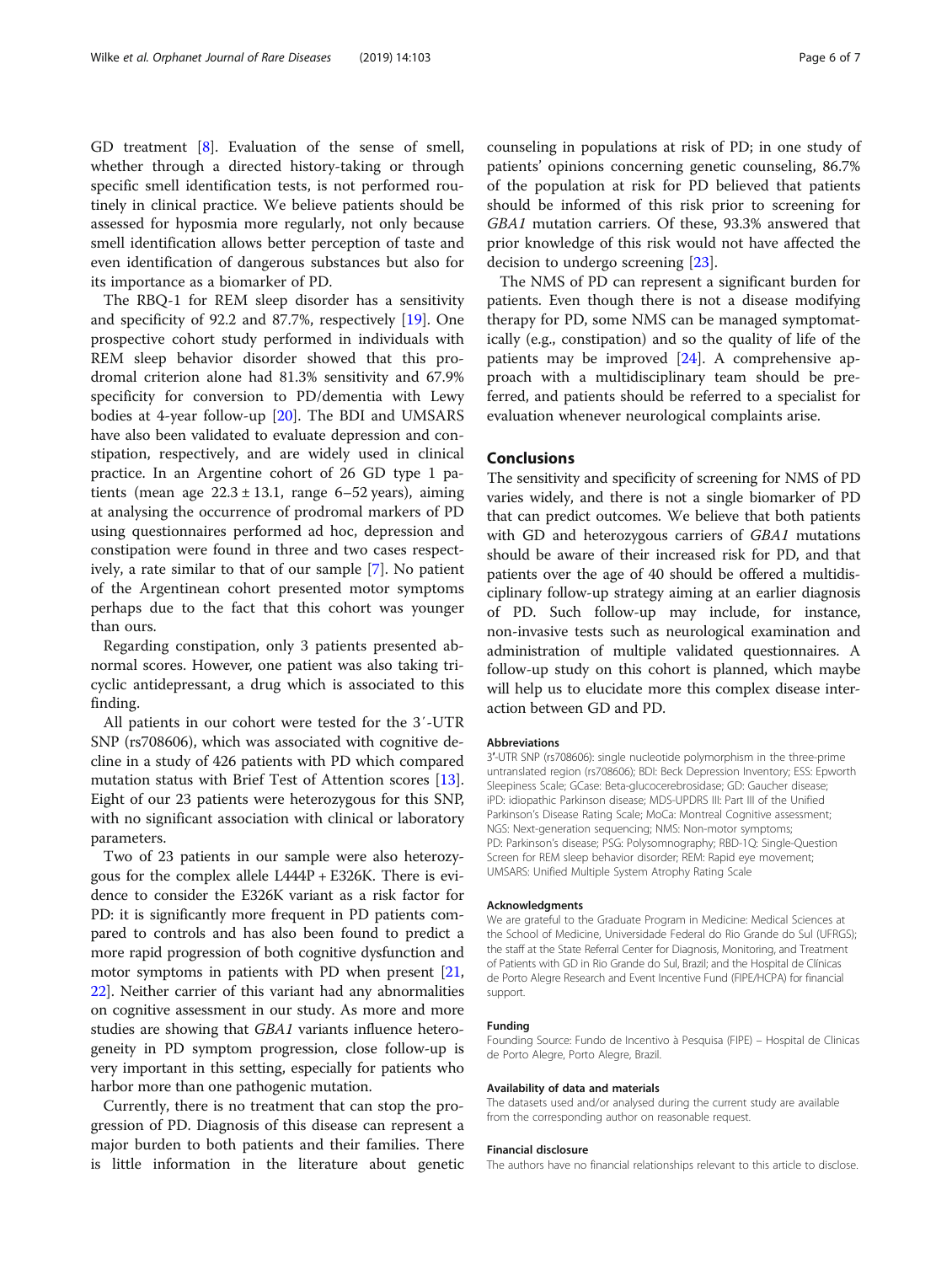GD treatment [8]. Evaluation of the sense of smell, whether through a directed history-taking or through specific smell identification tests, is not performed routinely in clinical practice. We believe patients should be assessed for hyposmia more regularly, not only because smell identification allows better perception of taste and even identification of dangerous substances but also for its importance as a biomarker of PD.

The RBQ-1 for REM sleep disorder has a sensitivity and specificity of 92.2 and 87.7%, respectively [19]. One prospective cohort study performed in individuals with REM sleep behavior disorder showed that this prodromal criterion alone had 81.3% sensitivity and 67.9% specificity for conversion to PD/dementia with Lewy bodies at 4-year follow-up [20]. The BDI and UMSARS have also been validated to evaluate depression and constipation, respectively, and are widely used in clinical practice. In an Argentine cohort of 26 GD type 1 patients (mean age $22.3 \pm 13.1$, range 6–52 years), aiming at analysing the occurrence of prodromal markers of PD using questionnaires performed ad hoc, depression and constipation were found in three and two cases respectively, a rate similar to that of our sample [7]. No patient of the Argentinean cohort presented motor symptoms perhaps due to the fact that this cohort was younger than ours.

Regarding constipation, only 3 patients presented abnormal scores. However, one patient was also taking tricyclic antidepressant, a drug which is associated to this finding.

All patients in our cohort were tested for the 3′-UTR SNP (rs708606), which was associated with cognitive decline in a study of 426 patients with PD which compared mutation status with Brief Test of Attention scores [13]. Eight of our 23 patients were heterozygous for this SNP, with no significant association with clinical or laboratory parameters.

Two of 23 patients in our sample were also heterozygous for the complex allele L444P + E326K. There is evidence to consider the E326K variant as a risk factor for PD: it is significantly more frequent in PD patients compared to controls and has also been found to predict a more rapid progression of both cognitive dysfunction and motor symptoms in patients with PD when present [21, 22]. Neither carrier of this variant had any abnormalities on cognitive assessment in our study. As more and more studies are showing that *GBA1* variants influence heterogeneity in PD symptom progression, close follow-up is very important in this setting, especially for patients who harbor more than one pathogenic mutation.

Currently, there is no treatment that can stop the progression of PD. Diagnosis of this disease can represent a major burden to both patients and their families. There is little information in the literature about genetic counseling in populations at risk of PD; in one study of patients' opinions concerning genetic counseling, 86.7% of the population at risk for PD believed that patients should be informed of this risk prior to screening for *GBA1* mutation carriers. Of these, 93.3% answered that prior knowledge of this risk would not have affected the decision to undergo screening [23].

The NMS of PD can represent a significant burden for patients. Even though there is not a disease modifying therapy for PD, some NMS can be managed symptomatically (e.g., constipation) and so the quality of life of the patients may be improved [24]. A comprehensive approach with a multidisciplinary team should be preferred, and patients should be referred to a specialist for evaluation whenever neurological complaints arise.

## Conclusions

The sensitivity and specificity of screening for NMS of PD varies widely, and there is not a single biomarker of PD that can predict outcomes. We believe that both patients with GD and heterozygous carriers of *GBA1* mutations should be aware of their increased risk for PD, and that patients over the age of 40 should be offered a multidisciplinary follow-up strategy aiming at an earlier diagnosis of PD. Such follow-up may include, for instance, non-invasive tests such as neurological examination and administration of multiple validated questionnaires. A follow-up study on this cohort is planned, which maybe will help us to elucidate more this complex disease interaction between GD and PD.

#### Abbreviations

3"-UTR SNP (rs708606): single nucleotide polymorphism in the three-prime untranslated region (rs708606); BDI: Beck Depression Inventory; ESS: Epworth Sleepiness Scale; GCase: Beta-glucocerebrosidase; GD: Gaucher disease; iPD: idiopathic Parkinson disease; MDS-UPDRS III: Part III of the Unified Parkinson's Disease Rating Scale; MoCa: Montreal Cognitive assessment; NGS: Next-generation sequencing; NMS: Non-motor symptoms; PD: Parkinson's disease; PSG: Polysomnography; RBD-1Q: Single-Question Screen for REM sleep behavior disorder; REM: Rapid eye movement; UMSARS: Unified Multiple System Atrophy Rating Scale

#### Acknowledgments

We are grateful to the Graduate Program in Medicine: Medical Sciences at the School of Medicine, Universidade Federal do Rio Grande do Sul (UFRGS); the staff at the State Referral Center for Diagnosis, Monitoring, and Treatment of Patients with GD in Rio Grande do Sul, Brazil; and the Hospital de Clínicas de Porto Alegre Research and Event Incentive Fund (FIPE/HCPA) for financial support.

#### Funding

Founding Source: Fundo de Incentivo à Pesquisa (FIPE) – Hospital de Clinicas de Porto Alegre, Porto Alegre, Brazil.

#### Availability of data and materials

The datasets used and/or analysed during the current study are available from the corresponding author on reasonable request.

#### Financial disclosure

The authors have no financial relationships relevant to this article to disclose.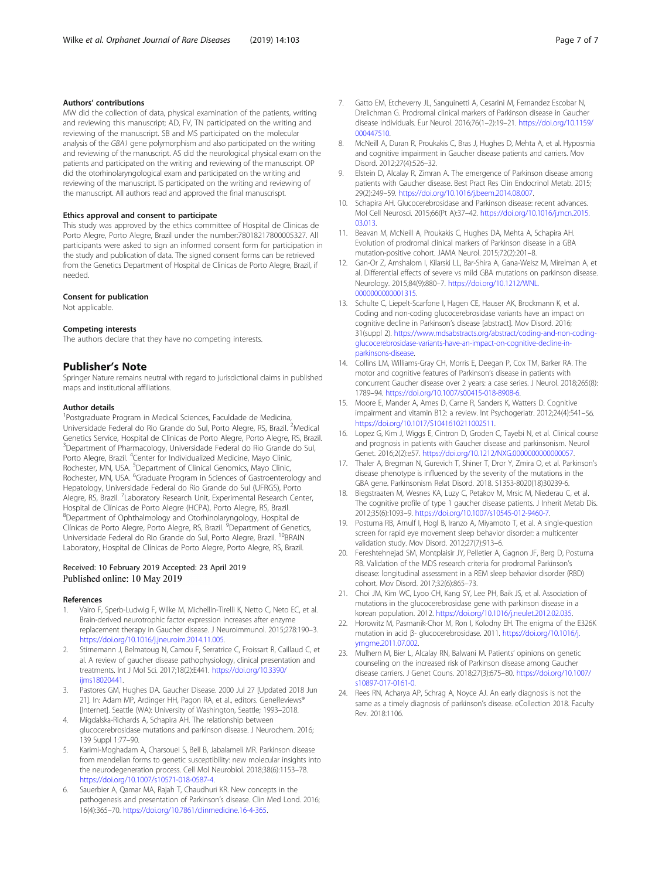### Authors' contributions

MW did the collection of data, physical examination of the patients, writing and reviewing this manuscript; AD, FV, TN participated on the writing and reviewing of the manuscript. SB and MS participated on the molecular analysis of the *GBA1* gene polymorphism and also participated on the writing and reviewing of the manuscript. AS did the neurological physical exam on the patients and participated on the writing and reviewing of the manuscript. OP did the otorhinolaryngological exam and participated on the writing and reviewing of the manuscript. IS participated on the writing and reviewing of the manuscript. All authors read and approved the final manuscript.

### Ethics approval and consent to participate

This study was approved by the ethics committee of Hospital de Clinicas de Porto Alegre, Porto Alegre, Brazil under the number:78018217800005327. All participants were asked to sign an informed consent form for participation in the study and publication of data. The signed consent forms can be retrieved from the Genetics Department of Hospital de Clinicas de Porto Alegre, Brazil, if needed.

### Consent for publication

Not applicable.

### Competing interests

The authors declare that they have no competing interests.

## Publisher's Note

Springer Nature remains neutral with regard to jurisdictional claims in published maps and institutional affiliations.

### Author details

[1]Postgraduate Program in Medical Sciences, Faculdade de Medicina, Universidade Federal do Rio Grande do Sul, Porto Alegre, RS, Brazil. [2]Medical Genetics Service, Hospital de Clínicas de Porto Alegre, Porto Alegre, RS, Brazil. [3]Department of Pharmacology, Universidade Federal do Rio Grande do Sul, Porto Alegre, Brazil. [4]Center for Individualized Medicine, Mayo Clinic, Rochester, MN, USA. [5]Department of Clinical Genomics, Mayo Clinic, Rochester, MN, USA. [6]Graduate Program in Sciences of Gastroenterology and Hepatology, Universidade Federal do Rio Grande do Sul (UFRGS), Porto Alegre, RS, Brazil. [7]Laboratory Research Unit, Experimental Research Center, Hospital de Clínicas de Porto Alegre (HCPA), Porto Alegre, RS, Brazil. [8]Department of Ophthalmology and Otorhinolaryngology, Hospital de Clínicas de Porto Alegre, Porto Alegre, RS, Brazil. [9]Department of Genetics, Universidade Federal do Rio Grande do Sul, Porto Alegre, Brazil. [10]BRAIN Laboratory, Hospital de Clínicas de Porto Alegre, Porto Alegre, RS, Brazil.

Received: 10 February 2019 Accepted: 23 April 2019
Published online: 10 May 2019

### References

1. Vairo F, Sperb-Ludwig F, Wilke M, Michellin-Tirelli K, Netto C, Neto EC, et al. Brain-derived neurotrophic factor expression increases after enzyme replacement therapy in Gaucher disease. J Neuroimmunol. 2015;278:190–3. https://doi.org/10.1016/j.jneuroim.2014.11.005.
2. Stirnemann J, Belmatoug N, Camou F, Serratrice C, Froissart R, Caillaud C, et al. A review of gaucher disease pathophysiology, clinical presentation and treatments. Int J Mol Sci. 2017;18(2):E441. https://doi.org/10.3390/ijms18020441.
3. Pastores GM, Hughes DA. Gaucher Disease. 2000 Jul 27 [Updated 2018 Jun 21]. In: Adam MP, Ardinger HH, Pagon RA, et al., editors. GeneReviews® [Internet]. Seattle (WA): University of Washington, Seattle; 1993–2018.
4. Migdalska-Richards A, Schapira AH. The relationship between glucocerebrosidase mutations and parkinson disease. J Neurochem. 2016; 139 Suppl 1:77–90.
5. Karimi-Moghadam A, Charsouei S, Bell B, Jabalameli MR. Parkinson disease from mendelian forms to genetic susceptibility: new molecular insights into the neurodegeneration process. Cell Mol Neurobiol. 2018;38(6):1153–78. https://doi.org/10.1007/s10571-018-0587-4.
6. Sauerbier A, Qamar MA, Rajah T, Chaudhuri KR. New concepts in the pathogenesis and presentation of Parkinson's disease. Clin Med Lond. 2016; 16(4):365–70. https://doi.org/10.7861/clinmedicine.16-4-365.
7. Gatto EM, Etcheverry JL, Sanguinetti A, Cesarini M, Fernandez Escobar N, Drelichman G. Prodromal clinical markers of Parkinson disease in Gaucher disease individuals. Eur Neurol. 2016;76(1–2):19–21. https://doi.org/10.1159/000447510.
8. McNeill A, Duran R, Proukakis C, Bras J, Hughes D, Mehta A, et al. Hyposmia and cognitive impairment in Gaucher disease patients and carriers. Mov Disord. 2012;27(4):526–32.
9. Elstein D, Alcalay R, Zimran A. The emergence of Parkinson disease among patients with Gaucher disease. Best Pract Res Clin Endocrinol Metab. 2015; 29(2):249–59. https://doi.org/10.1016/j.beem.2014.08.007.
10. Schapira AH. Glucocerebrosidase and Parkinson disease: recent advances. Mol Cell Neurosci. 2015;66(Pt A):37–42. https://doi.org/10.1016/j.mcn.2015.03.013.
11. Beavan M, McNeill A, Proukakis C, Hughes DA, Mehta A, Schapira AH. Evolution of prodromal clinical markers of Parkinson disease in a GBA mutation-positive cohort. JAMA Neurol. 2015;72(2):201–8.
12. Gan-Or Z, Amshalom I, Kilarski LL, Bar-Shira A, Gana-Weisz M, Mirelman A, et al. Differential effects of severe vs mild GBA mutations on parkinson disease. Neurology. 2015;84(9):880–7. https://doi.org/10.1212/WNL.0000000000001315.
13. Schulte C, Liepelt-Scarfone I, Hagen CE, Hauser AK, Brockmann K, et al. Coding and non-coding glucocerebrosidase variants have an impact on cognitive decline in Parkinson's disease [abstract]. Mov Disord. 2016; 31(suppl 2). https://www.mdsabstracts.org/abstract/coding-and-non-coding-glucocerebrosidase-variants-have-an-impact-on-cognitive-decline-in-parkinsons-disease.
14. Collins LM, Williams-Gray CH, Morris E, Deegan P, Cox TM, Barker RA. The motor and cognitive features of Parkinson's disease in patients with concurrent Gaucher disease over 2 years: a case series. J Neurol. 2018;265(8): 1789–94. https://doi.org/10.1007/s00415-018-8908-6.
15. Moore E, Mander A, Ames D, Carne R, Sanders K, Watters D. Cognitive impairment and vitamin B12: a review. Int Psychogeriatr. 2012;24(4):541–56. https://doi.org/10.1017/S1041610211002511.
16. Lopez G, Kim J, Wiggs E, Cintron D, Groden C, Tayebi N, et al. Clinical course and prognosis in patients with Gaucher disease and parkinsonism. Neurol Genet. 2016;2(2):e57. https://doi.org/10.1212/NXG.0000000000000057.
17. Thaler A, Bregman N, Gurevich T, Shiner T, Dror Y, Zmira O, et al. Parkinson's disease phenotype is influenced by the severity of the mutations in the GBA gene. Parkinsonism Relat Disord. 2018. S1353-8020(18)30239-6.
18. Biegstraaten M, Wesnes KA, Luzy C, Petakov M, Mrsic M, Niederau C, et al. The cognitive profile of type 1 gaucher disease patients. J Inherit Metab Dis. 2012;35(6):1093–9. https://doi.org/10.1007/s10545-012-9460-7.
19. Postuma RB, Arnulf I, Hogl B, Iranzo A, Miyamoto T, et al. A single-question screen for rapid eye movement sleep behavior disorder: a multicenter validation study. Mov Disord. 2012;27(7):913–6.
20. Fereshtehnejad SM, Montplaisir JY, Pelletier A, Gagnon JF, Berg D, Postuma RB. Validation of the MDS research criteria for prodromal Parkinson's disease: longitudinal assessment in a REM sleep behavior disorder (RBD) cohort. Mov Disord. 2017;32(6):865–73.
21. Choi JM, Kim WC, Lyoo CH, Kang SY, Lee PH, Baik JS, et al. Association of mutations in the glucocerebrosidase gene with parkinson disease in a korean population. 2012. https://doi.org/10.1016/j.neulet.2012.02.035.
22. Horowitz M, Pasmanik-Chor M, Ron I, Kolodny EH. The enigma of the E326K mutation in acid β- glucocerebrosidase. 2011. https://doi.org/10.1016/j.ymgme.2011.07.002.
23. Mulhern M, Bier L, Alcalay RN, Balwani M. Patients' opinions on genetic counseling on the increased risk of Parkinson disease among Gaucher disease carriers. J Genet Couns. 2018;27(3):675–80. https://doi.org/10.1007/s10897-017-0161-0.
24. Rees RN, Acharya AP, Schrag A, Noyce AJ. An early diagnosis is not the same as a timely diagnosis of parkinson's disease. eCollection 2018. Faculty Rev. 2018:1106.